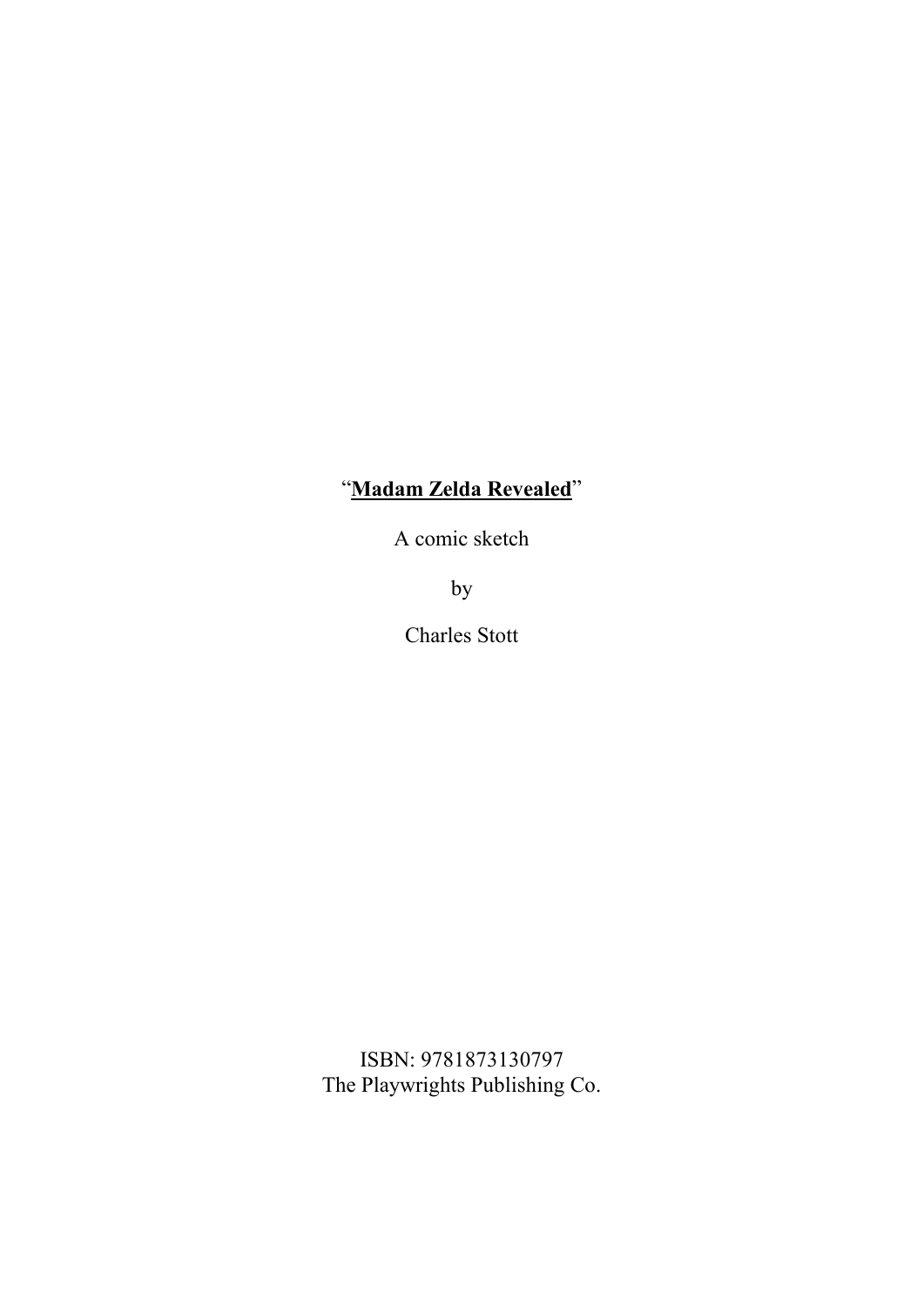# “**Madam Zelda Revealed**”

A comic sketch

by

Charles Stott

ISBN: 9781873130797
The Playwrights Publishing Co.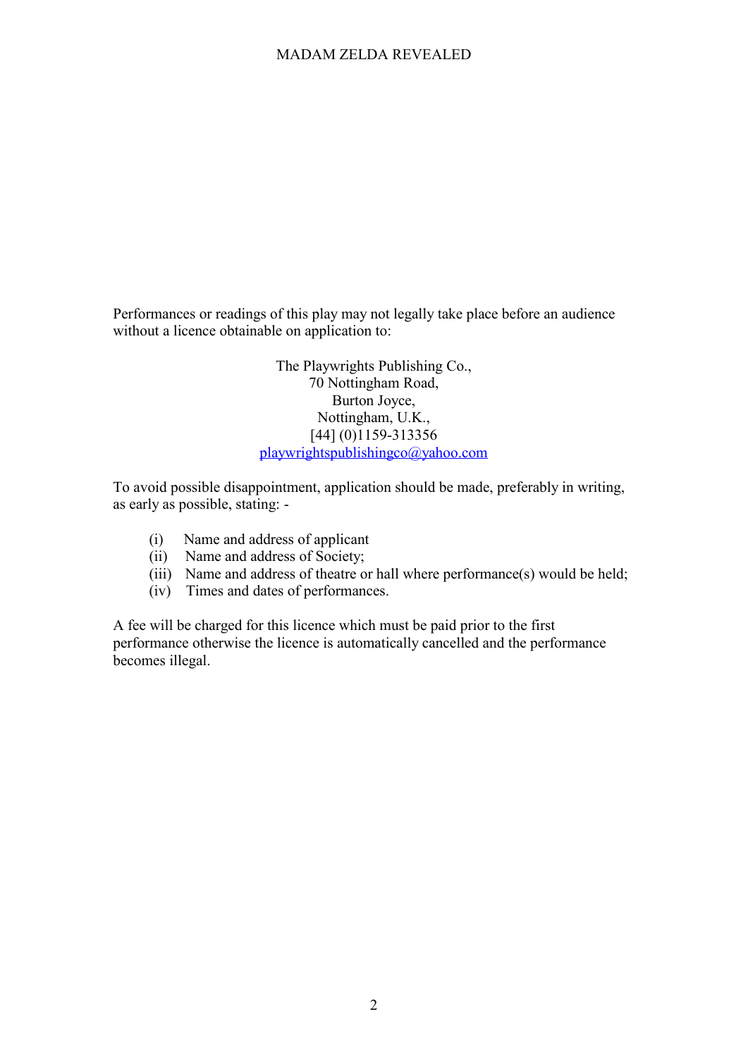Performances or readings of this play may not legally take place before an audience without a licence obtainable on application to:

The Playwrights Publishing Co.,  
70 Nottingham Road,  
Burton Joyce,  
Nottingham, U.K.,  
[44] (0)1159-313356  
playwrightspublishingco@yahoo.com

To avoid possible disappointment, application should be made, preferably in writing, as early as possible, stating: -

(i) Name and address of applicant  
(ii) Name and address of Society;  
(iii) Name and address of theatre or hall where performance(s) would be held;  
(iv) Times and dates of performances.

A fee will be charged for this licence which must be paid prior to the first performance otherwise the licence is automatically cancelled and the performance becomes illegal.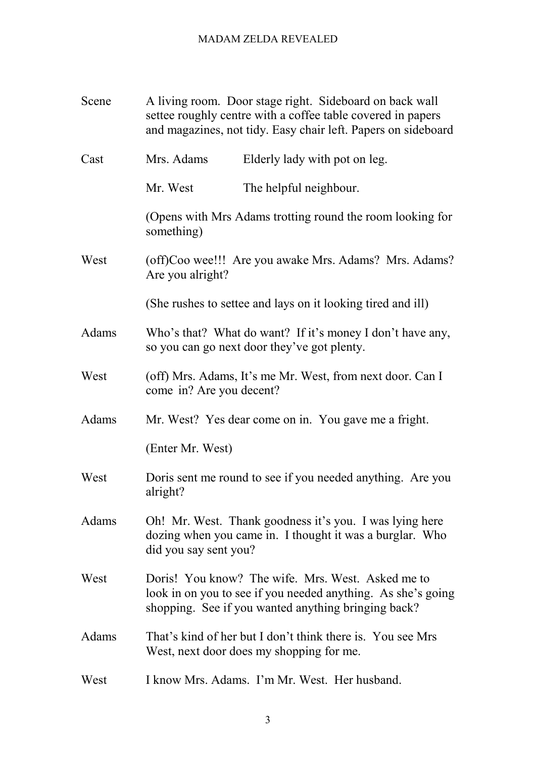**Scene** A living room. Door stage right. Sideboard on back wall settee roughly centre with a coffee table covered in papers and magazines, not tidy. Easy chair left. Papers on sideboard

**Cast**

| | |
|---|---|
| Mrs. Adams | Elderly lady with pot on leg. |
| Mr. West | The helpful neighbour. |

(Opens with Mrs Adams trotting round the room looking for something)

**West** (off)Coo wee!!! Are you awake Mrs. Adams? Mrs. Adams? Are you alright?

(She rushes to settee and lays on it looking tired and ill)

**Adams** Who's that? What do want? If it's money I don't have any, so you can go next door they've got plenty.

**West** (off) Mrs. Adams, It's me Mr. West, from next door. Can I come in? Are you decent?

**Adams** Mr. West? Yes dear come on in. You gave me a fright.

(Enter Mr. West)

**West** Doris sent me round to see if you needed anything. Are you alright?

**Adams** Oh! Mr. West. Thank goodness it's you. I was lying here dozing when you came in. I thought it was a burglar. Who did you say sent you?

**West** Doris! You know? The wife. Mrs. West. Asked me to look in on you to see if you needed anything. As she's going shopping. See if you wanted anything bringing back?

**Adams** That's kind of her but I don't think there is. You see Mrs West, next door does my shopping for me.

**West** I know Mrs. Adams. I'm Mr. West. Her husband.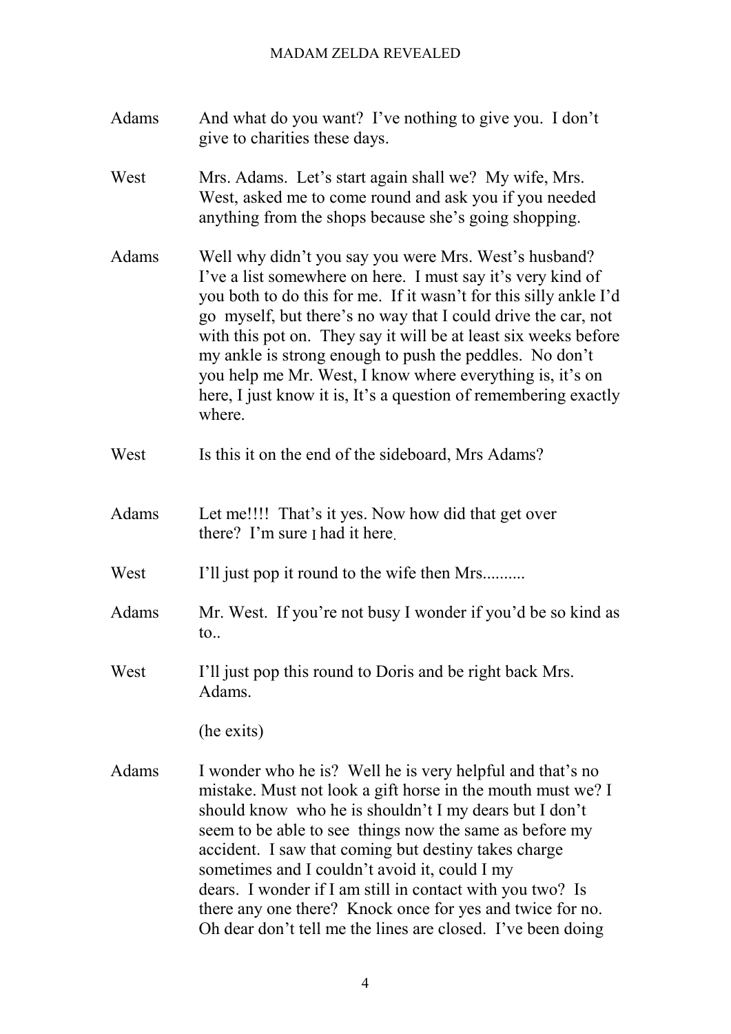**Adams** And what do you want? I've nothing to give you. I don't give to charities these days.

**West** Mrs. Adams. Let's start again shall we? My wife, Mrs. West, asked me to come round and ask you if you needed anything from the shops because she's going shopping.

**Adams** Well why didn't you say you were Mrs. West's husband? I've a list somewhere on here. I must say it's very kind of you both to do this for me. If it wasn't for this silly ankle I'd go myself, but there's no way that I could drive the car, not with this pot on. They say it will be at least six weeks before my ankle is strong enough to push the peddles. No don't you help me Mr. West, I know where everything is, it's on here, I just know it is, It's a question of remembering exactly where.

**West** Is this it on the end of the sideboard, Mrs Adams?

**Adams** Let me!!!! That's it yes. Now how did that get over there? I'm sure I had it here.

**West** I'll just pop it round to the wife then Mrs..........

**Adams** Mr. West. If you're not busy I wonder if you'd be so kind as to..

**West** I'll just pop this round to Doris and be right back Mrs. Adams.

(he exits)

**Adams** I wonder who he is? Well he is very helpful and that's no mistake. Must not look a gift horse in the mouth must we? I should know who he is shouldn't I my dears but I don't seem to be able to see things now the same as before my accident. I saw that coming but destiny takes charge sometimes and I couldn't avoid it, could I my dears. I wonder if I am still in contact with you two? Is there any one there? Knock once for yes and twice for no. Oh dear don't tell me the lines are closed. I've been doing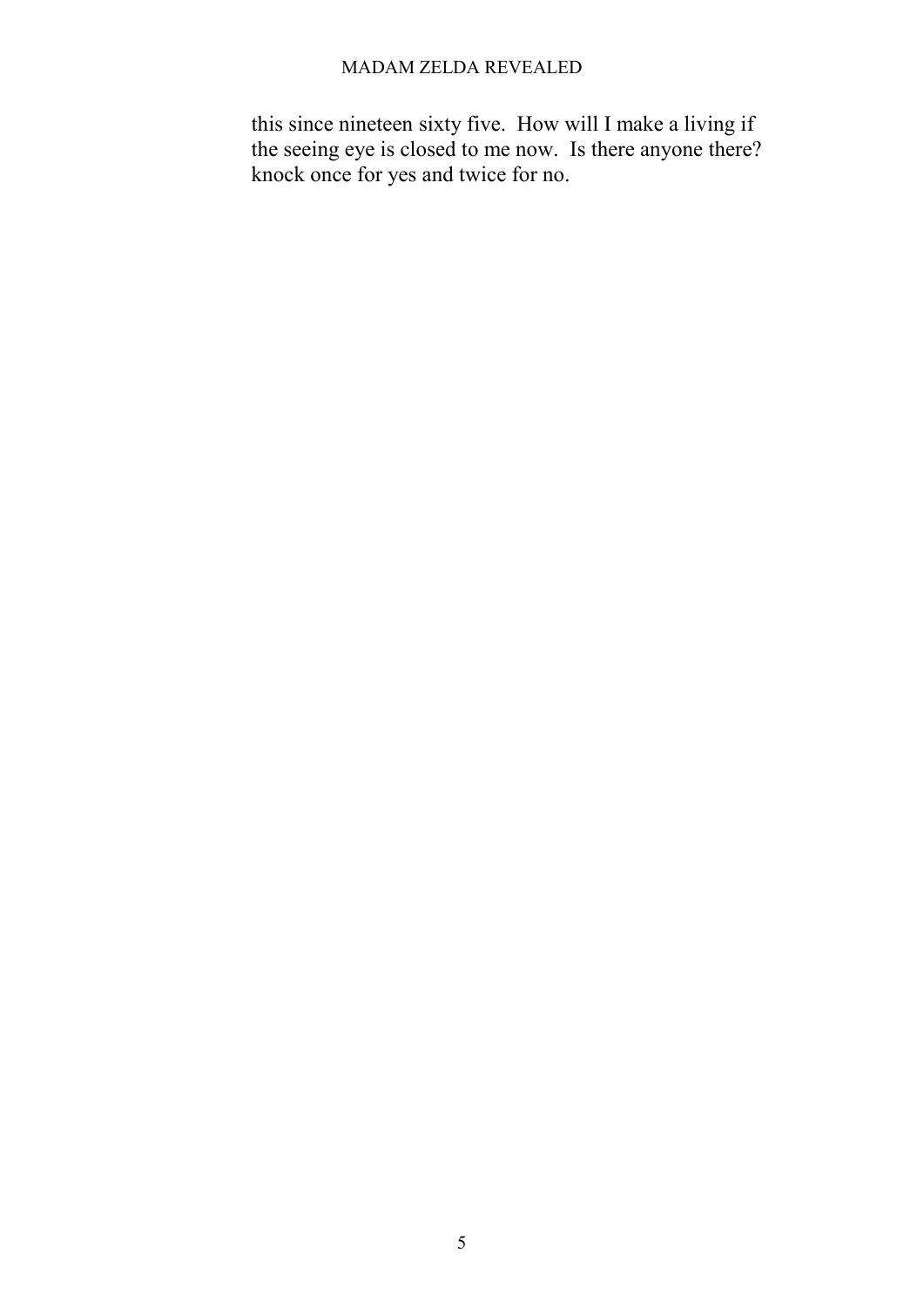this since nineteen sixty five. How will I make a living if the seeing eye is closed to me now. Is there anyone there? knock once for yes and twice for no.